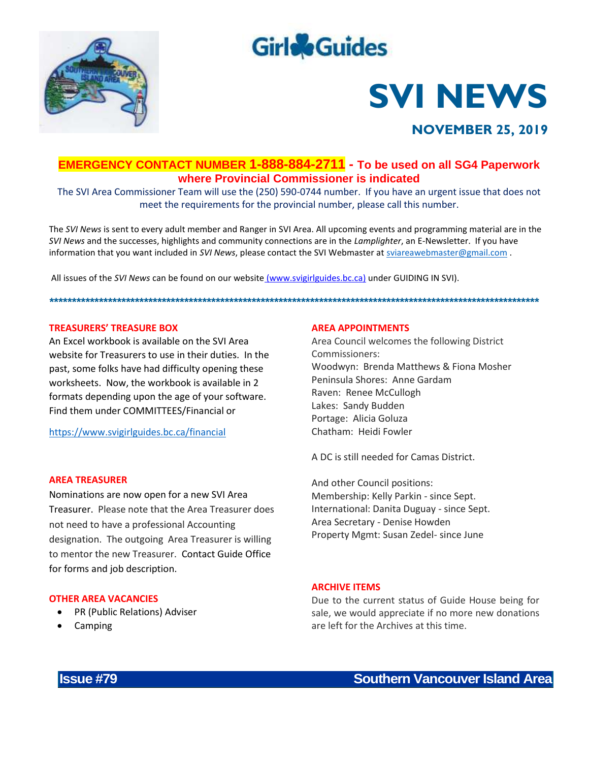Girl Guides

# SVI NEWS

**NOVEMBER 25, 2019**

**EMERGENCY CONTACT NUMBER 1-888-884-2711 - To be used on all SG4 Paperwork where Provincial Commissioner is indicated**

The SVI Area Commissioner Team will use the (250) 590-0744 number. If you have an urgent issue that does not meet the requirements for the provincial number, please call this number.

The *SVI News* is sent to every adult member and Ranger in SVI Area. All upcoming events and programming material are in the *SVI News* and the successes, highlights and community connections are in the *Lamplighter*, an E-Newsletter. If you have information that you want included in *SVI News*, please contact the SVI Webmaster at sviareawebmaster@gmail.com .

All issues of the *SVI News* can be found on our website (www.svigirlguides.bc.ca) under GUIDING IN SVI).

*****************************************************************************************************************

### TREASURERS' TREASURE BOX

An Excel workbook is available on the SVI Area website for Treasurers to use in their duties. In the past, some folks have had difficulty opening these worksheets. Now, the workbook is available in 2 formats depending upon the age of your software. Find them under COMMITTEES/Financial or

https://www.svigirlguides.bc.ca/financial

### AREA TREASURER

Nominations are now open for a new SVI Area Treasurer. Please note that the Area Treasurer does not need to have a professional Accounting designation. The outgoing Area Treasurer is willing to mentor the new Treasurer. Contact Guide Office for forms and job description.

### OTHER AREA VACANCIES

- PR (Public Relations) Adviser
- Camping

### AREA APPOINTMENTS

Area Council welcomes the following District Commissioners:
Woodwyn: Brenda Matthews & Fiona Mosher
Peninsula Shores: Anne Gardam
Raven: Renee McCullogh
Lakes: Sandy Budden
Portage: Alicia Goluza
Chatham: Heidi Fowler

A DC is still needed for Camas District.

And other Council positions:
Membership: Kelly Parkin - since Sept.
International: Danita Duguay - since Sept.
Area Secretary - Denise Howden
Property Mgmt: Susan Zedel- since June

### ARCHIVE ITEMS

Due to the current status of Guide House being for sale, we would appreciate if no more new donations are left for the Archives at this time.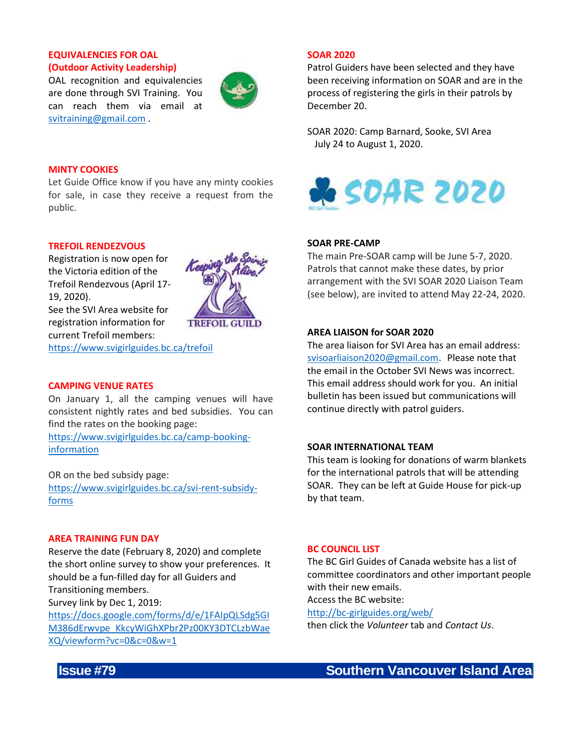## EQUIVALENCIES FOR OAL (Outdoor Activity Leadership)

OAL recognition and equivalencies are done through SVI Training. You can reach them via email at svitraining@gmail.com .

## MINTY COOKIES

Let Guide Office know if you have any minty cookies for sale, in case they receive a request from the public.

## TREFOIL RENDEZVOUS

Registration is now open for the Victoria edition of the Trefoil Rendezvous (April 17-19, 2020).
See the SVI Area website for registration information for current Trefoil members:
https://www.svigirlguides.bc.ca/trefoil

## CAMPING VENUE RATES

On January 1, all the camping venues will have consistent nightly rates and bed subsidies. You can find the rates on the booking page:
https://www.svigirlguides.bc.ca/camp-booking-information

OR on the bed subsidy page:
https://www.svigirlguides.bc.ca/svi-rent-subsidy-forms

## AREA TRAINING FUN DAY

Reserve the date (February 8, 2020) and complete the short online survey to show your preferences. It should be a fun-filled day for all Guiders and Transitioning members.
Survey link by Dec 1, 2019:
https://docs.google.com/forms/d/e/1FAIpQLSdg5GIM386dErwvpe_KkcyWiGhXPbr2Pz00KY3DTCLzbWaeXQ/viewform?vc=0&c=0&w=1

## SOAR 2020

Patrol Guiders have been selected and they have been receiving information on SOAR and are in the process of registering the girls in their patrols by December 20.

SOAR 2020: Camp Barnard, Sooke, SVI Area
July 24 to August 1, 2020.

## SOAR PRE-CAMP

The main Pre-SOAR camp will be June 5-7, 2020. Patrols that cannot make these dates, by prior arrangement with the SVI SOAR 2020 Liaison Team (see below), are invited to attend May 22-24, 2020.

## AREA LIAISON for SOAR 2020

The area liaison for SVI Area has an email address: svisoarliaison2020@gmail.com. Please note that the email in the October SVI News was incorrect. This email address should work for you. An initial bulletin has been issued but communications will continue directly with patrol guiders.

## SOAR INTERNATIONAL TEAM

This team is looking for donations of warm blankets for the international patrols that will be attending SOAR. They can be left at Guide House for pick-up by that team.

## BC COUNCIL LIST

The BC Girl Guides of Canada website has a list of committee coordinators and other important people with their new emails.
Access the BC website:
http://bc-girlguides.org/web/
then click the *Volunteer* tab and *Contact Us*.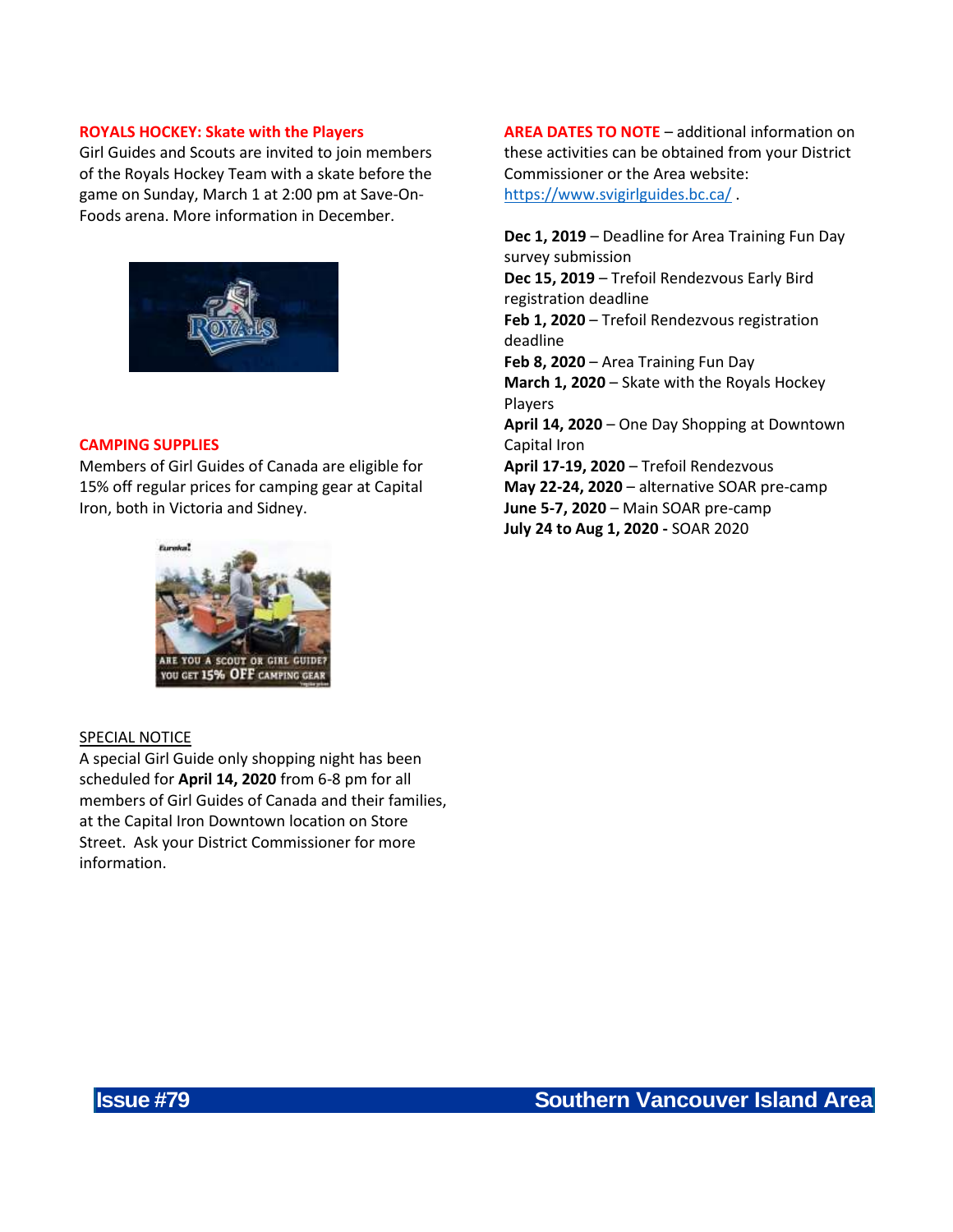## ROYALS HOCKEY: Skate with the Players

Girl Guides and Scouts are invited to join members of the Royals Hockey Team with a skate before the game on Sunday, March 1 at 2:00 pm at Save-On-Foods arena. More information in December.

## CAMPING SUPPLIES

Members of Girl Guides of Canada are eligible for 15% off regular prices for camping gear at Capital Iron, both in Victoria and Sidney.

SPECIAL NOTICE

A special Girl Guide only shopping night has been scheduled for **April 14, 2020** from 6-8 pm for all members of Girl Guides of Canada and their families, at the Capital Iron Downtown location on Store Street. Ask your District Commissioner for more information.

## AREA DATES TO NOTE – additional information on these activities can be obtained from your District Commissioner or the Area website: [https://www.svigirlguides.bc.ca/](https://www.svigirlguides.bc.ca/) .

**Dec 1, 2019** – Deadline for Area Training Fun Day survey submission
**Dec 15, 2019** – Trefoil Rendezvous Early Bird registration deadline
**Feb 1, 2020** – Trefoil Rendezvous registration deadline
**Feb 8, 2020** – Area Training Fun Day
**March 1, 2020** – Skate with the Royals Hockey Players
**April 14, 2020** – One Day Shopping at Downtown Capital Iron
**April 17-19, 2020** – Trefoil Rendezvous
**May 22-24, 2020** – alternative SOAR pre-camp
**June 5-7, 2020** – Main SOAR pre-camp
**July 24 to Aug 1, 2020 -** SOAR 2020